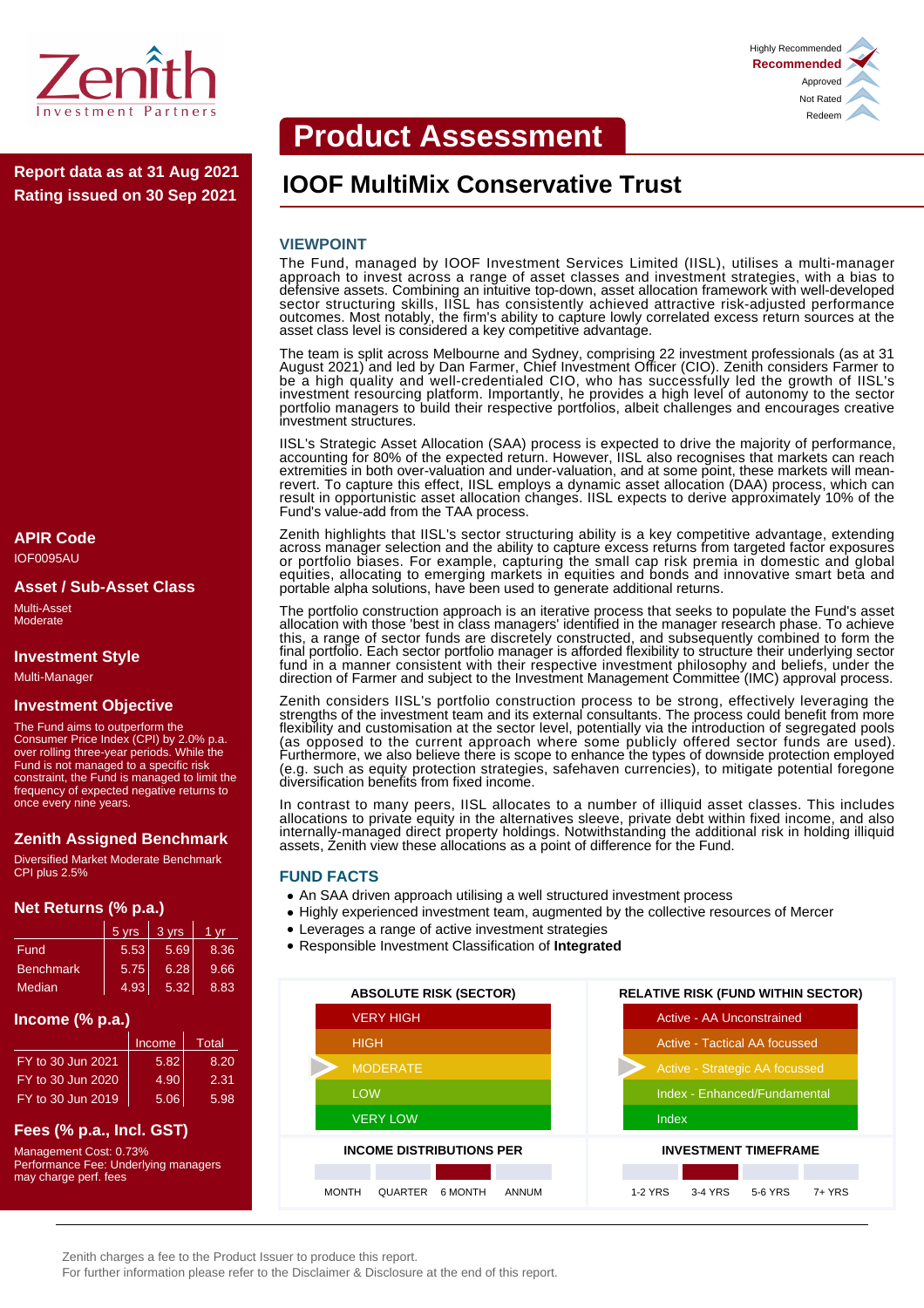Zenith Investment Partners

Highly Recommended
**Recommended** ✓
Approved
Not Rated
Redeem

# Product Assessment

**Report data as at 31 Aug 2021**
**Rating issued on 30 Sep 2021**

## IOOF MultiMix Conservative Trust

### VIEWPOINT

The Fund, managed by IOOF Investment Services Limited (IISL), utilises a multi-manager approach to invest across a range of asset classes and investment strategies, with a bias to defensive assets. Combining an intuitive top-down, asset allocation framework with well-developed sector structuring skills, IISL has consistently achieved attractive risk-adjusted performance outcomes. Most notably, the firm's ability to capture lowly correlated excess return sources at the asset class level is considered a key competitive advantage.

The team is split across Melbourne and Sydney, comprising 22 investment professionals (as at 31 August 2021) and led by Dan Farmer, Chief Investment Officer (CIO). Zenith considers Farmer to be a high quality and well-credentialed CIO, who has successfully led the growth of IISL's investment resourcing platform. Importantly, he provides a high level of autonomy to the sector portfolio managers to build their respective portfolios, albeit challenges and encourages creative investment structures.

IISL's Strategic Asset Allocation (SAA) process is expected to drive the majority of performance, accounting for 80% of the expected return. However, IISL also recognises that markets can reach extremities in both over-valuation and under-valuation, and at some point, these markets will mean-revert. To capture this effect, IISL employs a dynamic asset allocation (DAA) process, which can result in opportunistic asset allocation changes. IISL expects to derive approximately 10% of the Fund's value-add from the TAA process.

Zenith highlights that IISL's sector structuring ability is a key competitive advantage, extending across manager selection and the ability to capture excess returns from targeted factor exposures or portfolio biases. For example, capturing the small cap risk premia in domestic and global equities, allocating to emerging markets in equities and bonds and innovative smart beta and portable alpha solutions, have been used to generate additional returns.

The portfolio construction approach is an iterative process that seeks to populate the Fund's asset allocation with those 'best in class managers' identified in the manager research phase. To achieve this, a range of sector funds are discretely constructed, and subsequently combined to form the final portfolio. Each sector portfolio manager is afforded flexibility to structure their underlying sector fund in a manner consistent with their respective investment philosophy and beliefs, under the direction of Farmer and subject to the Investment Management Committee (IMC) approval process.

Zenith considers IISL's portfolio construction process to be strong, effectively leveraging the strengths of the investment team and its external consultants. The process could benefit from more flexibility and customisation at the sector level, potentially via the introduction of segregated pools (as opposed to the current approach where some publicly offered sector funds are used). Furthermore, we also believe there is scope to enhance the types of downside protection employed (e.g. such as equity protection strategies, safehaven currencies), to mitigate potential foregone diversification benefits from fixed income.

In contrast to many peers, IISL allocates to a number of illiquid asset classes. This includes allocations to private equity in the alternatives sleeve, private debt within fixed income, and also internally-managed direct property holdings. Notwithstanding the additional risk in holding illiquid assets, Zenith view these allocations as a point of difference for the Fund.

### FUND FACTS

- An SAA driven approach utilising a well structured investment process
- Highly experienced investment team, augmented by the collective resources of Mercer
- Leverages a range of active investment strategies
- Responsible Investment Classification of **Integrated**

| ABSOLUTE RISK (SECTOR) | RELATIVE RISK (FUND WITHIN SECTOR) |
|---|---|
| VERY HIGH | Active - AA Unconstrained |
| HIGH | Active - Tactical AA focussed |
| ▶ MODERATE | ▶ Active - Strategic AA focussed |
| LOW | Index - Enhanced/Fundamental |
| VERY LOW | Index |

**INCOME DISTRIBUTIONS PER:** MONTH | QUARTER | **6 MONTH** (selected) | ANNUM

**INVESTMENT TIMEFRAME:** 1-2 YRS | **3-4 YRS** (selected) | 5-6 YRS | 7+ YRS

### APIR Code
IOF0095AU

### Asset / Sub-Asset Class
Multi-Asset
Moderate

### Investment Style
Multi-Manager

### Investment Objective
The Fund aims to outperform the Consumer Price Index (CPI) by 2.0% p.a. over rolling three-year periods. While the Fund is not managed to a specific risk constraint, the Fund is managed to limit the frequency of expected negative returns to once every nine years.

### Zenith Assigned Benchmark
Diversified Market Moderate Benchmark
CPI plus 2.5%

### Net Returns (% p.a.)

| | 5 yrs | 3 yrs | 1 yr |
|---|---|---|---|
| Fund | 5.53 | 5.69 | 8.36 |
| Benchmark | 5.75 | 6.28 | 9.66 |
| Median | 4.93 | 5.32 | 8.83 |

### Income (% p.a.)

| | Income | Total |
|---|---|---|
| FY to 30 Jun 2021 | 5.82 | 8.20 |
| FY to 30 Jun 2020 | 4.90 | 2.31 |
| FY to 30 Jun 2019 | 5.06 | 5.98 |

### Fees (% p.a., Incl. GST)
Management Cost: 0.73%
Performance Fee: Underlying managers may charge perf. fees

Zenith charges a fee to the Product Issuer to produce this report.
For further information please refer to the Disclaimer & Disclosure at the end of this report.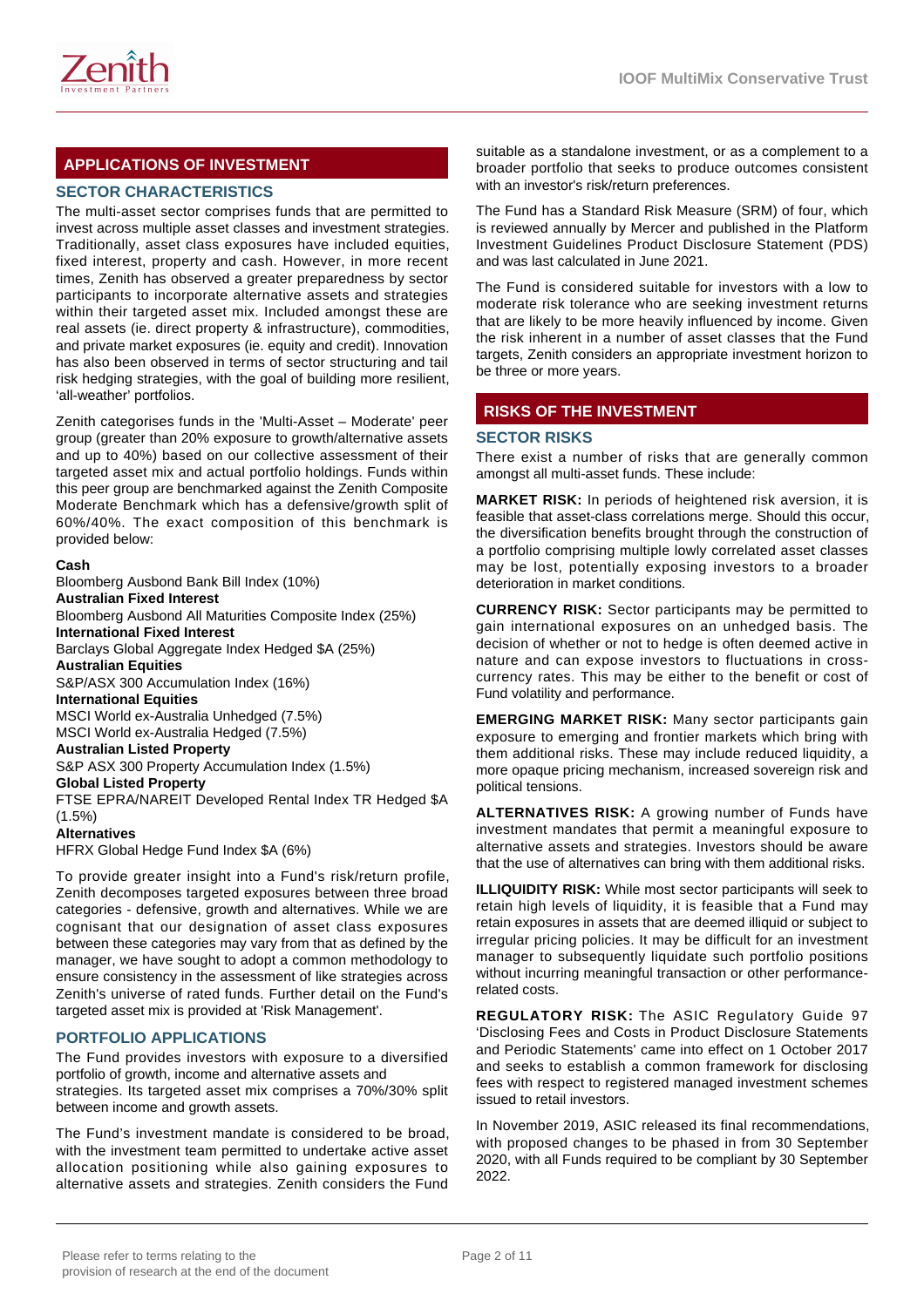## APPLICATIONS OF INVESTMENT

### SECTOR CHARACTERISTICS

The multi-asset sector comprises funds that are permitted to invest across multiple asset classes and investment strategies. Traditionally, asset class exposures have included equities, fixed interest, property and cash. However, in more recent times, Zenith has observed a greater preparedness by sector participants to incorporate alternative assets and strategies within their targeted asset mix. Included amongst these are real assets (ie. direct property & infrastructure), commodities, and private market exposures (ie. equity and credit). Innovation has also been observed in terms of sector structuring and tail risk hedging strategies, with the goal of building more resilient, 'all-weather' portfolios.

Zenith categorises funds in the 'Multi-Asset – Moderate' peer group (greater than 20% exposure to growth/alternative assets and up to 40%) based on our collective assessment of their targeted asset mix and actual portfolio holdings. Funds within this peer group are benchmarked against the Zenith Composite Moderate Benchmark which has a defensive/growth split of 60%/40%. The exact composition of this benchmark is provided below:

**Cash**
Bloomberg Ausbond Bank Bill Index (10%)
**Australian Fixed Interest**
Bloomberg Ausbond All Maturities Composite Index (25%)
**International Fixed Interest**
Barclays Global Aggregate Index Hedged $A (25%)
**Australian Equities**
S&P/ASX 300 Accumulation Index (16%)
**International Equities**
MSCI World ex-Australia Unhedged (7.5%)
MSCI World ex-Australia Hedged (7.5%)
**Australian Listed Property**
S&P ASX 300 Property Accumulation Index (1.5%)
**Global Listed Property**
FTSE EPRA/NAREIT Developed Rental Index TR Hedged $A (1.5%)
**Alternatives**
HFRX Global Hedge Fund Index $A (6%)

To provide greater insight into a Fund's risk/return profile, Zenith decomposes targeted exposures between three broad categories - defensive, growth and alternatives. While we are cognisant that our designation of asset class exposures between these categories may vary from that as defined by the manager, we have sought to adopt a common methodology to ensure consistency in the assessment of like strategies across Zenith's universe of rated funds. Further detail on the Fund's targeted asset mix is provided at 'Risk Management'.

### PORTFOLIO APPLICATIONS

The Fund provides investors with exposure to a diversified portfolio of growth, income and alternative assets and strategies. Its targeted asset mix comprises a 70%/30% split between income and growth assets.

The Fund's investment mandate is considered to be broad, with the investment team permitted to undertake active asset allocation positioning while also gaining exposures to alternative assets and strategies. Zenith considers the Fund suitable as a standalone investment, or as a complement to a broader portfolio that seeks to produce outcomes consistent with an investor's risk/return preferences.

The Fund has a Standard Risk Measure (SRM) of four, which is reviewed annually by Mercer and published in the Platform Investment Guidelines Product Disclosure Statement (PDS) and was last calculated in June 2021.

The Fund is considered suitable for investors with a low to moderate risk tolerance who are seeking investment returns that are likely to be more heavily influenced by income. Given the risk inherent in a number of asset classes that the Fund targets, Zenith considers an appropriate investment horizon to be three or more years.

## RISKS OF THE INVESTMENT

### SECTOR RISKS

There exist a number of risks that are generally common amongst all multi-asset funds. These include:

**MARKET RISK:** In periods of heightened risk aversion, it is feasible that asset-class correlations merge. Should this occur, the diversification benefits brought through the construction of a portfolio comprising multiple lowly correlated asset classes may be lost, potentially exposing investors to a broader deterioration in market conditions.

**CURRENCY RISK:** Sector participants may be permitted to gain international exposures on an unhedged basis. The decision of whether or not to hedge is often deemed active in nature and can expose investors to fluctuations in cross-currency rates. This may be either to the benefit or cost of Fund volatility and performance.

**EMERGING MARKET RISK:** Many sector participants gain exposure to emerging and frontier markets which bring with them additional risks. These may include reduced liquidity, a more opaque pricing mechanism, increased sovereign risk and political tensions.

**ALTERNATIVES RISK:** A growing number of Funds have investment mandates that permit a meaningful exposure to alternative assets and strategies. Investors should be aware that the use of alternatives can bring with them additional risks.

**ILLIQUIDITY RISK:** While most sector participants will seek to retain high levels of liquidity, it is feasible that a Fund may retain exposures in assets that are deemed illiquid or subject to irregular pricing policies. It may be difficult for an investment manager to subsequently liquidate such portfolio positions without incurring meaningful transaction or other performance-related costs.

**REGULATORY RISK:** The ASIC Regulatory Guide 97 'Disclosing Fees and Costs in Product Disclosure Statements and Periodic Statements' came into effect on 1 October 2017 and seeks to establish a common framework for disclosing fees with respect to registered managed investment schemes issued to retail investors.

In November 2019, ASIC released its final recommendations, with proposed changes to be phased in from 30 September 2020, with all Funds required to be compliant by 30 September 2022.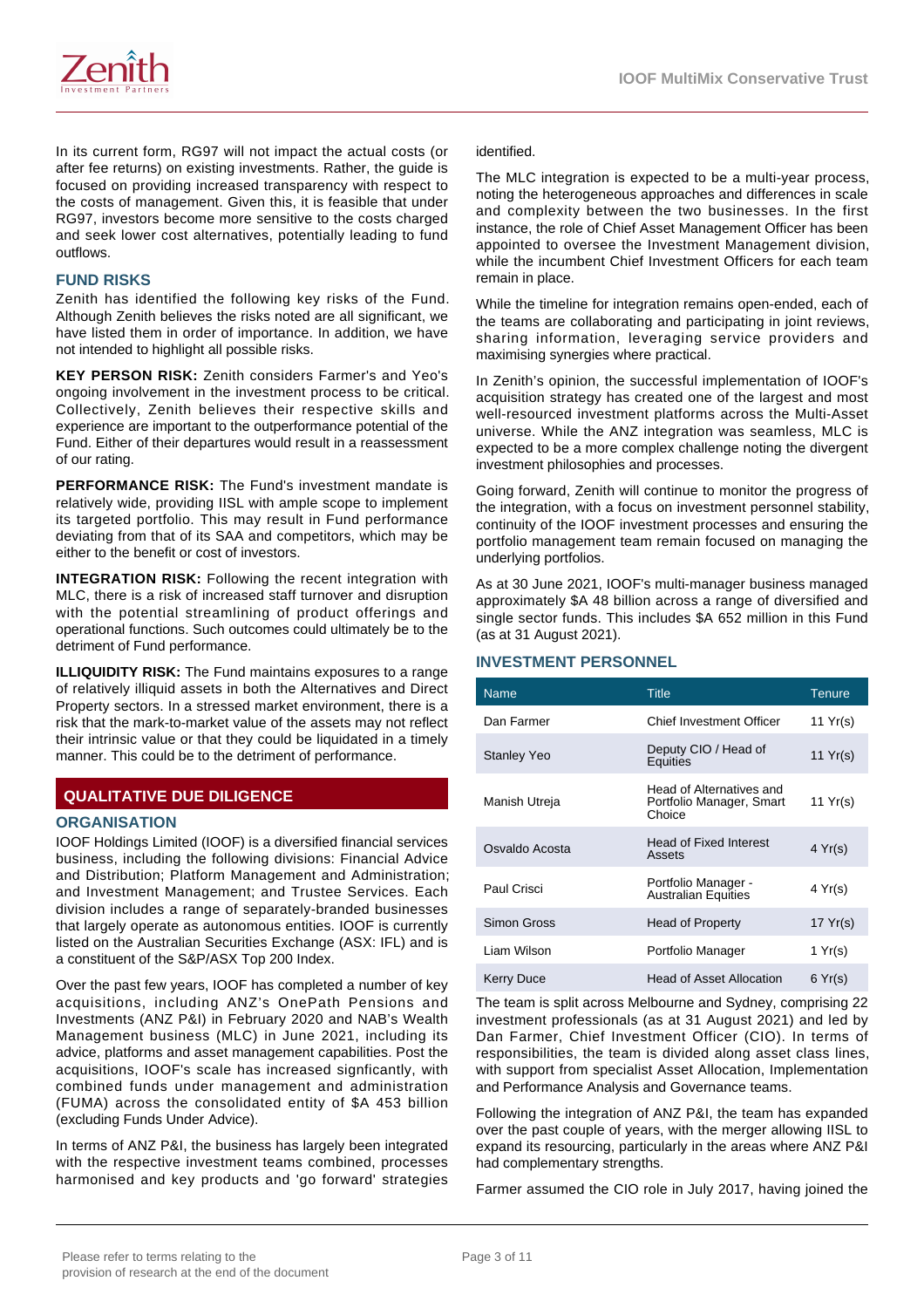In its current form, RG97 will not impact the actual costs (or after fee returns) on existing investments. Rather, the guide is focused on providing increased transparency with respect to the costs of management. Given this, it is feasible that under RG97, investors become more sensitive to the costs charged and seek lower cost alternatives, potentially leading to fund outflows.

### FUND RISKS

Zenith has identified the following key risks of the Fund. Although Zenith believes the risks noted are all significant, we have listed them in order of importance. In addition, we have not intended to highlight all possible risks.

**KEY PERSON RISK:** Zenith considers Farmer's and Yeo's ongoing involvement in the investment process to be critical. Collectively, Zenith believes their respective skills and experience are important to the outperformance potential of the Fund. Either of their departures would result in a reassessment of our rating.

**PERFORMANCE RISK:** The Fund's investment mandate is relatively wide, providing IISL with ample scope to implement its targeted portfolio. This may result in Fund performance deviating from that of its SAA and competitors, which may be either to the benefit or cost of investors.

**INTEGRATION RISK:** Following the recent integration with MLC, there is a risk of increased staff turnover and disruption with the potential streamlining of product offerings and operational functions. Such outcomes could ultimately be to the detriment of Fund performance.

**ILLIQUIDITY RISK:** The Fund maintains exposures to a range of relatively illiquid assets in both the Alternatives and Direct Property sectors. In a stressed market environment, there is a risk that the mark-to-market value of the assets may not reflect their intrinsic value or that they could be liquidated in a timely manner. This could be to the detriment of performance.

## QUALITATIVE DUE DILIGENCE

### ORGANISATION

IOOF Holdings Limited (IOOF) is a diversified financial services business, including the following divisions: Financial Advice and Distribution; Platform Management and Administration; and Investment Management; and Trustee Services. Each division includes a range of separately-branded businesses that largely operate as autonomous entities. IOOF is currently listed on the Australian Securities Exchange (ASX: IFL) and is a constituent of the S&P/ASX Top 200 Index.

Over the past few years, IOOF has completed a number of key acquisitions, including ANZ's OnePath Pensions and Investments (ANZ P&I) in February 2020 and NAB's Wealth Management business (MLC) in June 2021, including its advice, platforms and asset management capabilities. Post the acquisitions, IOOF's scale has increased signficantly, with combined funds under management and administration (FUMA) across the consolidated entity of $A 453 billion (excluding Funds Under Advice).

In terms of ANZ P&I, the business has largely been integrated with the respective investment teams combined, processes harmonised and key products and 'go forward' strategies identified.

The MLC integration is expected to be a multi-year process, noting the heterogeneous approaches and differences in scale and complexity between the two businesses. In the first instance, the role of Chief Asset Management Officer has been appointed to oversee the Investment Management division, while the incumbent Chief Investment Officers for each team remain in place.

While the timeline for integration remains open-ended, each of the teams are collaborating and participating in joint reviews, sharing information, leveraging service providers and maximising synergies where practical.

In Zenith's opinion, the successful implementation of IOOF's acquisition strategy has created one of the largest and most well-resourced investment platforms across the Multi-Asset universe. While the ANZ integration was seamless, MLC is expected to be a more complex challenge noting the divergent investment philosophies and processes.

Going forward, Zenith will continue to monitor the progress of the integration, with a focus on investment personnel stability, continuity of the IOOF investment processes and ensuring the portfolio management team remain focused on managing the underlying portfolios.

As at 30 June 2021, IOOF's multi-manager business managed approximately $A 48 billion across a range of diversified and single sector funds. This includes $A 652 million in this Fund (as at 31 August 2021).

### INVESTMENT PERSONNEL

| Name | Title | Tenure |
|---|---|---|
| Dan Farmer | Chief Investment Officer | 11 Yr(s) |
| Stanley Yeo | Deputy CIO / Head of Equities | 11 Yr(s) |
| Manish Utreja | Head of Alternatives and Portfolio Manager, Smart Choice | 11 Yr(s) |
| Osvaldo Acosta | Head of Fixed Interest Assets | 4 Yr(s) |
| Paul Crisci | Portfolio Manager - Australian Equities | 4 Yr(s) |
| Simon Gross | Head of Property | 17 Yr(s) |
| Liam Wilson | Portfolio Manager | 1 Yr(s) |
| Kerry Duce | Head of Asset Allocation | 6 Yr(s) |

The team is split across Melbourne and Sydney, comprising 22 investment professionals (as at 31 August 2021) and led by Dan Farmer, Chief Investment Officer (CIO). In terms of responsibilities, the team is divided along asset class lines, with support from specialist Asset Allocation, Implementation and Performance Analysis and Governance teams.

Following the integration of ANZ P&I, the team has expanded over the past couple of years, with the merger allowing IISL to expand its resourcing, particularly in the areas where ANZ P&I had complementary strengths.

Farmer assumed the CIO role in July 2017, having joined the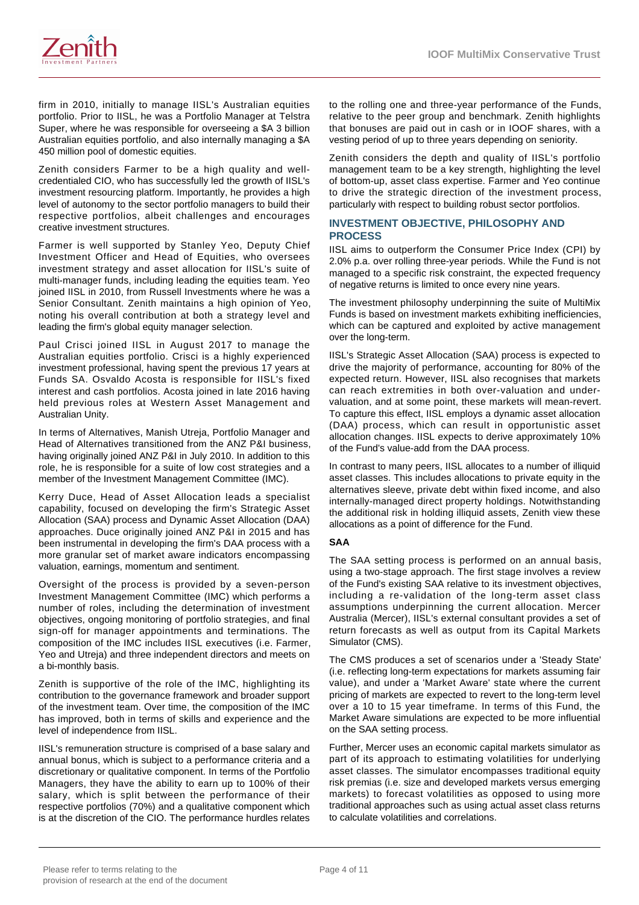firm in 2010, initially to manage IISL's Australian equities portfolio. Prior to IISL, he was a Portfolio Manager at Telstra Super, where he was responsible for overseeing a $A 3 billion Australian equities portfolio, and also internally managing a $A 450 million pool of domestic equities.

Zenith considers Farmer to be a high quality and well-credentialed CIO, who has successfully led the growth of IISL's investment resourcing platform. Importantly, he provides a high level of autonomy to the sector portfolio managers to build their respective portfolios, albeit challenges and encourages creative investment structures.

Farmer is well supported by Stanley Yeo, Deputy Chief Investment Officer and Head of Equities, who oversees investment strategy and asset allocation for IISL's suite of multi-manager funds, including leading the equities team. Yeo joined IISL in 2010, from Russell Investments where he was a Senior Consultant. Zenith maintains a high opinion of Yeo, noting his overall contribution at both a strategy level and leading the firm's global equity manager selection.

Paul Crisci joined IISL in August 2017 to manage the Australian equities portfolio. Crisci is a highly experienced investment professional, having spent the previous 17 years at Funds SA. Osvaldo Acosta is responsible for IISL's fixed interest and cash portfolios. Acosta joined in late 2016 having held previous roles at Western Asset Management and Australian Unity.

In terms of Alternatives, Manish Utreja, Portfolio Manager and Head of Alternatives transitioned from the ANZ P&I business, having originally joined ANZ P&I in July 2010. In addition to this role, he is responsible for a suite of low cost strategies and a member of the Investment Management Committee (IMC).

Kerry Duce, Head of Asset Allocation leads a specialist capability, focused on developing the firm's Strategic Asset Allocation (SAA) process and Dynamic Asset Allocation (DAA) approaches. Duce originally joined ANZ P&I in 2015 and has been instrumental in developing the firm's DAA process with a more granular set of market aware indicators encompassing valuation, earnings, momentum and sentiment.

Oversight of the process is provided by a seven-person Investment Management Committee (IMC) which performs a number of roles, including the determination of investment objectives, ongoing monitoring of portfolio strategies, and final sign-off for manager appointments and terminations. The composition of the IMC includes IISL executives (i.e. Farmer, Yeo and Utreja) and three independent directors and meets on a bi-monthly basis.

Zenith is supportive of the role of the IMC, highlighting its contribution to the governance framework and broader support of the investment team. Over time, the composition of the IMC has improved, both in terms of skills and experience and the level of independence from IISL.

IISL's remuneration structure is comprised of a base salary and annual bonus, which is subject to a performance criteria and a discretionary or qualitative component. In terms of the Portfolio Managers, they have the ability to earn up to 100% of their salary, which is split between the performance of their respective portfolios (70%) and a qualitative component which is at the discretion of the CIO. The performance hurdles relates to the rolling one and three-year performance of the Funds, relative to the peer group and benchmark. Zenith highlights that bonuses are paid out in cash or in IOOF shares, with a vesting period of up to three years depending on seniority.

Zenith considers the depth and quality of IISL's portfolio management team to be a key strength, highlighting the level of bottom-up, asset class expertise. Farmer and Yeo continue to drive the strategic direction of the investment process, particularly with respect to building robust sector portfolios.

## INVESTMENT OBJECTIVE, PHILOSOPHY AND PROCESS

IISL aims to outperform the Consumer Price Index (CPI) by 2.0% p.a. over rolling three-year periods. While the Fund is not managed to a specific risk constraint, the expected frequency of negative returns is limited to once every nine years.

The investment philosophy underpinning the suite of MultiMix Funds is based on investment markets exhibiting inefficiencies, which can be captured and exploited by active management over the long-term.

IISL's Strategic Asset Allocation (SAA) process is expected to drive the majority of performance, accounting for 80% of the expected return. However, IISL also recognises that markets can reach extremities in both over-valuation and under-valuation, and at some point, these markets will mean-revert. To capture this effect, IISL employs a dynamic asset allocation (DAA) process, which can result in opportunistic asset allocation changes. IISL expects to derive approximately 10% of the Fund's value-add from the DAA process.

In contrast to many peers, IISL allocates to a number of illiquid asset classes. This includes allocations to private equity in the alternatives sleeve, private debt within fixed income, and also internally-managed direct property holdings. Notwithstanding the additional risk in holding illiquid assets, Zenith view these allocations as a point of difference for the Fund.

### SAA

The SAA setting process is performed on an annual basis, using a two-stage approach. The first stage involves a review of the Fund's existing SAA relative to its investment objectives, including a re-validation of the long-term asset class assumptions underpinning the current allocation. Mercer Australia (Mercer), IISL's external consultant provides a set of return forecasts as well as output from its Capital Markets Simulator (CMS).

The CMS produces a set of scenarios under a 'Steady State' (i.e. reflecting long-term expectations for markets assuming fair value), and under a 'Market Aware' state where the current pricing of markets are expected to revert to the long-term level over a 10 to 15 year timeframe. In terms of this Fund, the Market Aware simulations are expected to be more influential on the SAA setting process.

Further, Mercer uses an economic capital markets simulator as part of its approach to estimating volatilities for underlying asset classes. The simulator encompasses traditional equity risk premias (i.e. size and developed markets versus emerging markets) to forecast volatilities as opposed to using more traditional approaches such as using actual asset class returns to calculate volatilities and correlations.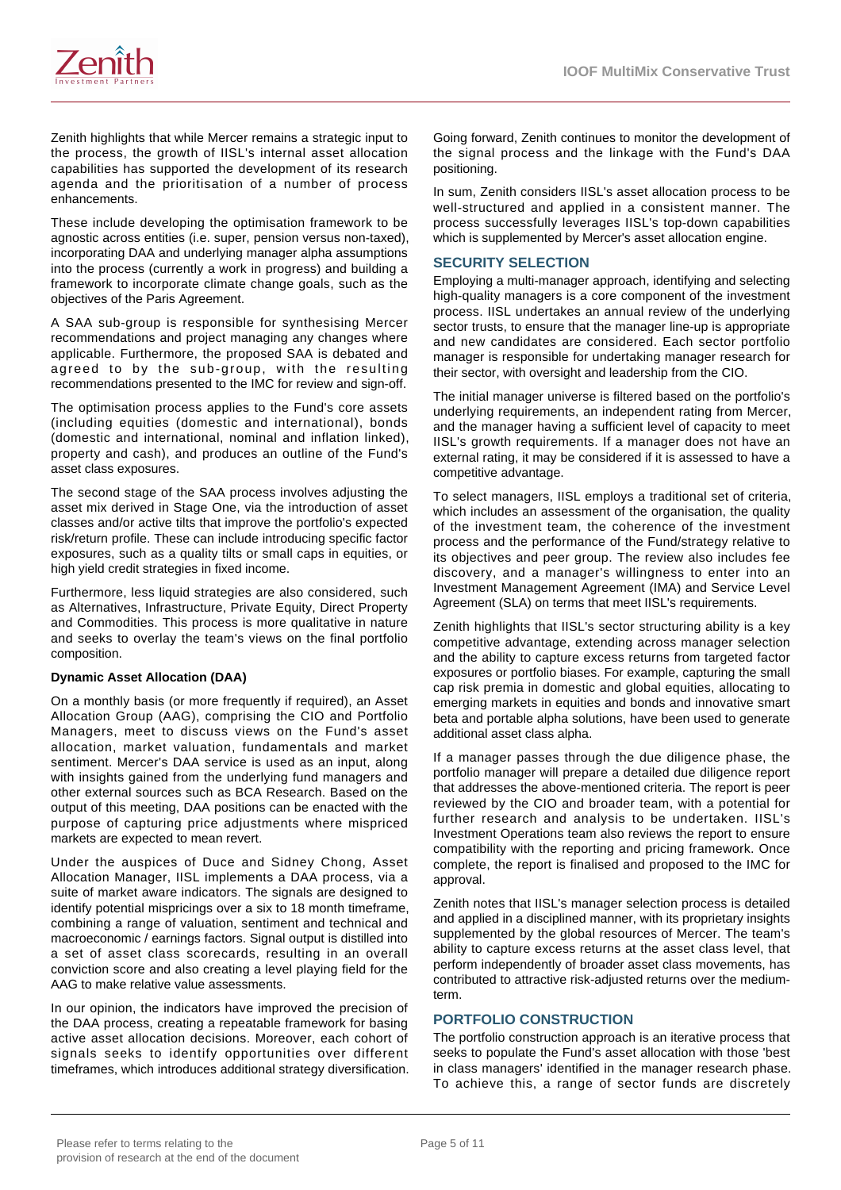Zenith highlights that while Mercer remains a strategic input to the process, the growth of IISL's internal asset allocation capabilities has supported the development of its research agenda and the prioritisation of a number of process enhancements.

These include developing the optimisation framework to be agnostic across entities (i.e. super, pension versus non-taxed), incorporating DAA and underlying manager alpha assumptions into the process (currently a work in progress) and building a framework to incorporate climate change goals, such as the objectives of the Paris Agreement.

A SAA sub-group is responsible for synthesising Mercer recommendations and project managing any changes where applicable. Furthermore, the proposed SAA is debated and agreed to by the sub-group, with the resulting recommendations presented to the IMC for review and sign-off.

The optimisation process applies to the Fund's core assets (including equities (domestic and international), bonds (domestic and international, nominal and inflation linked), property and cash), and produces an outline of the Fund's asset class exposures.

The second stage of the SAA process involves adjusting the asset mix derived in Stage One, via the introduction of asset classes and/or active tilts that improve the portfolio's expected risk/return profile. These can include introducing specific factor exposures, such as a quality tilts or small caps in equities, or high yield credit strategies in fixed income.

Furthermore, less liquid strategies are also considered, such as Alternatives, Infrastructure, Private Equity, Direct Property and Commodities. This process is more qualitative in nature and seeks to overlay the team's views on the final portfolio composition.

**Dynamic Asset Allocation (DAA)**

On a monthly basis (or more frequently if required), an Asset Allocation Group (AAG), comprising the CIO and Portfolio Managers, meet to discuss views on the Fund's asset allocation, market valuation, fundamentals and market sentiment. Mercer's DAA service is used as an input, along with insights gained from the underlying fund managers and other external sources such as BCA Research. Based on the output of this meeting, DAA positions can be enacted with the purpose of capturing price adjustments where mispriced markets are expected to mean revert.

Under the auspices of Duce and Sidney Chong, Asset Allocation Manager, IISL implements a DAA process, via a suite of market aware indicators. The signals are designed to identify potential mispricings over a six to 18 month timeframe, combining a range of valuation, sentiment and technical and macroeconomic / earnings factors. Signal output is distilled into a set of asset class scorecards, resulting in an overall conviction score and also creating a level playing field for the AAG to make relative value assessments.

In our opinion, the indicators have improved the precision of the DAA process, creating a repeatable framework for basing active asset allocation decisions. Moreover, each cohort of signals seeks to identify opportunities over different timeframes, which introduces additional strategy diversification.

Going forward, Zenith continues to monitor the development of the signal process and the linkage with the Fund's DAA positioning.

In sum, Zenith considers IISL's asset allocation process to be well-structured and applied in a consistent manner. The process successfully leverages IISL's top-down capabilities which is supplemented by Mercer's asset allocation engine.

## SECURITY SELECTION

Employing a multi-manager approach, identifying and selecting high-quality managers is a core component of the investment process. IISL undertakes an annual review of the underlying sector trusts, to ensure that the manager line-up is appropriate and new candidates are considered. Each sector portfolio manager is responsible for undertaking manager research for their sector, with oversight and leadership from the CIO.

The initial manager universe is filtered based on the portfolio's underlying requirements, an independent rating from Mercer, and the manager having a sufficient level of capacity to meet IISL's growth requirements. If a manager does not have an external rating, it may be considered if it is assessed to have a competitive advantage.

To select managers, IISL employs a traditional set of criteria, which includes an assessment of the organisation, the quality of the investment team, the coherence of the investment process and the performance of the Fund/strategy relative to its objectives and peer group. The review also includes fee discovery, and a manager's willingness to enter into an Investment Management Agreement (IMA) and Service Level Agreement (SLA) on terms that meet IISL's requirements.

Zenith highlights that IISL's sector structuring ability is a key competitive advantage, extending across manager selection and the ability to capture excess returns from targeted factor exposures or portfolio biases. For example, capturing the small cap risk premia in domestic and global equities, allocating to emerging markets in equities and bonds and innovative smart beta and portable alpha solutions, have been used to generate additional asset class alpha.

If a manager passes through the due diligence phase, the portfolio manager will prepare a detailed due diligence report that addresses the above-mentioned criteria. The report is peer reviewed by the CIO and broader team, with a potential for further research and analysis to be undertaken. IISL's Investment Operations team also reviews the report to ensure compatibility with the reporting and pricing framework. Once complete, the report is finalised and proposed to the IMC for approval.

Zenith notes that IISL's manager selection process is detailed and applied in a disciplined manner, with its proprietary insights supplemented by the global resources of Mercer. The team's ability to capture excess returns at the asset class level, that perform independently of broader asset class movements, has contributed to attractive risk-adjusted returns over the medium-term.

## PORTFOLIO CONSTRUCTION

The portfolio construction approach is an iterative process that seeks to populate the Fund's asset allocation with those 'best in class managers' identified in the manager research phase. To achieve this, a range of sector funds are discretely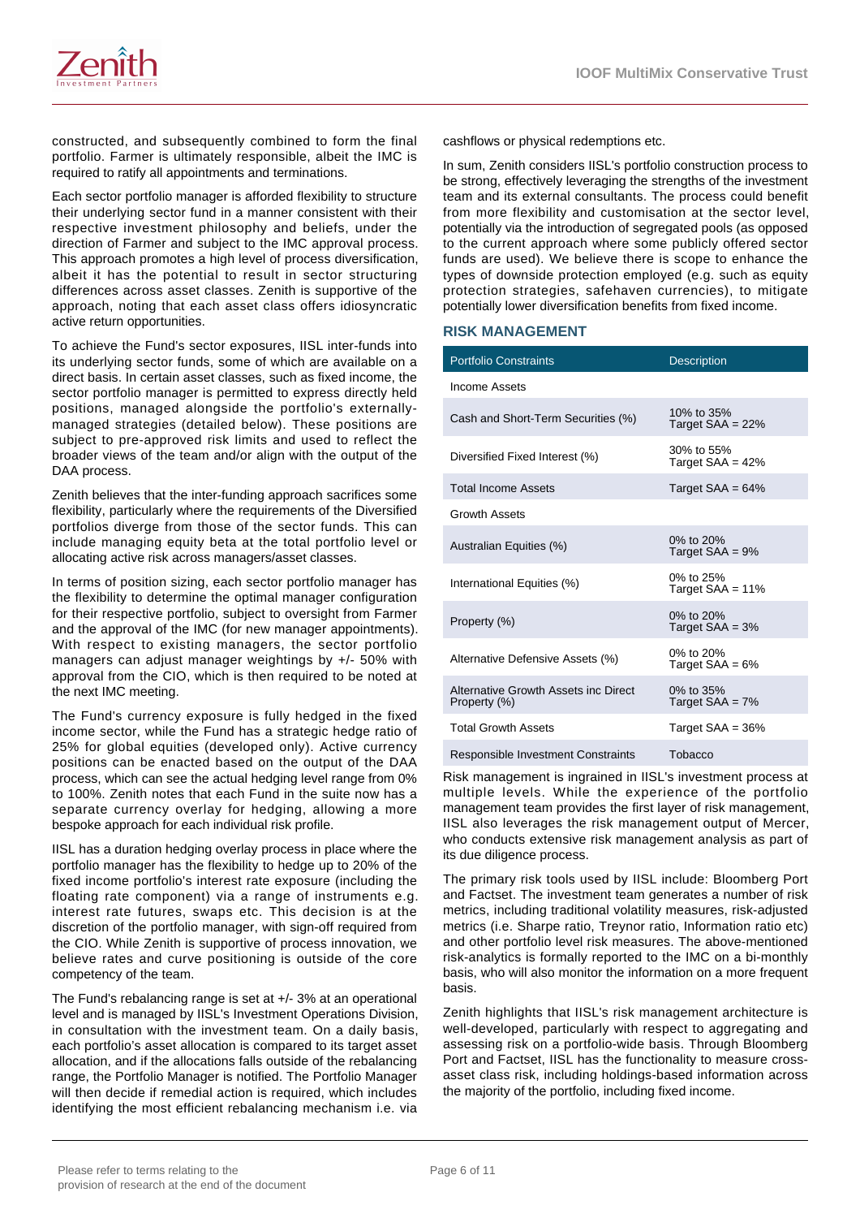constructed, and subsequently combined to form the final portfolio. Farmer is ultimately responsible, albeit the IMC is required to ratify all appointments and terminations.

Each sector portfolio manager is afforded flexibility to structure their underlying sector fund in a manner consistent with their respective investment philosophy and beliefs, under the direction of Farmer and subject to the IMC approval process. This approach promotes a high level of process diversification, albeit it has the potential to result in sector structuring differences across asset classes. Zenith is supportive of the approach, noting that each asset class offers idiosyncratic active return opportunities.

To achieve the Fund's sector exposures, IISL inter-funds into its underlying sector funds, some of which are available on a direct basis. In certain asset classes, such as fixed income, the sector portfolio manager is permitted to express directly held positions, managed alongside the portfolio's externally-managed strategies (detailed below). These positions are subject to pre-approved risk limits and used to reflect the broader views of the team and/or align with the output of the DAA process.

Zenith believes that the inter-funding approach sacrifices some flexibility, particularly where the requirements of the Diversified portfolios diverge from those of the sector funds. This can include managing equity beta at the total portfolio level or allocating active risk across managers/asset classes.

In terms of position sizing, each sector portfolio manager has the flexibility to determine the optimal manager configuration for their respective portfolio, subject to oversight from Farmer and the approval of the IMC (for new manager appointments). With respect to existing managers, the sector portfolio managers can adjust manager weightings by +/- 50% with approval from the CIO, which is then required to be noted at the next IMC meeting.

The Fund's currency exposure is fully hedged in the fixed income sector, while the Fund has a strategic hedge ratio of 25% for global equities (developed only). Active currency positions can be enacted based on the output of the DAA process, which can see the actual hedging level range from 0% to 100%. Zenith notes that each Fund in the suite now has a separate currency overlay for hedging, allowing a more bespoke approach for each individual risk profile.

IISL has a duration hedging overlay process in place where the portfolio manager has the flexibility to hedge up to 20% of the fixed income portfolio's interest rate exposure (including the floating rate component) via a range of instruments e.g. interest rate futures, swaps etc. This decision is at the discretion of the portfolio manager, with sign-off required from the CIO. While Zenith is supportive of process innovation, we believe rates and curve positioning is outside of the core competency of the team.

The Fund's rebalancing range is set at +/- 3% at an operational level and is managed by IISL's Investment Operations Division, in consultation with the investment team. On a daily basis, each portfolio's asset allocation is compared to its target asset allocation, and if the allocations falls outside of the rebalancing range, the Portfolio Manager is notified. The Portfolio Manager will then decide if remedial action is required, which includes identifying the most efficient rebalancing mechanism i.e. via cashflows or physical redemptions etc.

In sum, Zenith considers IISL's portfolio construction process to be strong, effectively leveraging the strengths of the investment team and its external consultants. The process could benefit from more flexibility and customisation at the sector level, potentially via the introduction of segregated pools (as opposed to the current approach where some publicly offered sector funds are used). We believe there is scope to enhance the types of downside protection employed (e.g. such as equity protection strategies, safehaven currencies), to mitigate potentially lower diversification benefits from fixed income.

## RISK MANAGEMENT

| Portfolio Constraints | Description |
|---|---|
| Income Assets | |
| Cash and Short-Term Securities (%) | 10% to 35% Target SAA = 22% |
| Diversified Fixed Interest (%) | 30% to 55% Target SAA = 42% |
| Total Income Assets | Target SAA = 64% |
| Growth Assets | |
| Australian Equities (%) | 0% to 20% Target SAA = 9% |
| International Equities (%) | 0% to 25% Target SAA = 11% |
| Property (%) | 0% to 20% Target SAA = 3% |
| Alternative Defensive Assets (%) | 0% to 20% Target SAA = 6% |
| Alternative Growth Assets inc Direct Property (%) | 0% to 35% Target SAA = 7% |
| Total Growth Assets | Target SAA = 36% |
| Responsible Investment Constraints | Tobacco |

Risk management is ingrained in IISL's investment process at multiple levels. While the experience of the portfolio management team provides the first layer of risk management, IISL also leverages the risk management output of Mercer, who conducts extensive risk management analysis as part of its due diligence process.

The primary risk tools used by IISL include: Bloomberg Port and Factset. The investment team generates a number of risk metrics, including traditional volatility measures, risk-adjusted metrics (i.e. Sharpe ratio, Treynor ratio, Information ratio etc) and other portfolio level risk measures. The above-mentioned risk-analytics is formally reported to the IMC on a bi-monthly basis, who will also monitor the information on a more frequent basis.

Zenith highlights that IISL's risk management architecture is well-developed, particularly with respect to aggregating and assessing risk on a portfolio-wide basis. Through Bloomberg Port and Factset, IISL has the functionality to measure cross-asset class risk, including holdings-based information across the majority of the portfolio, including fixed income.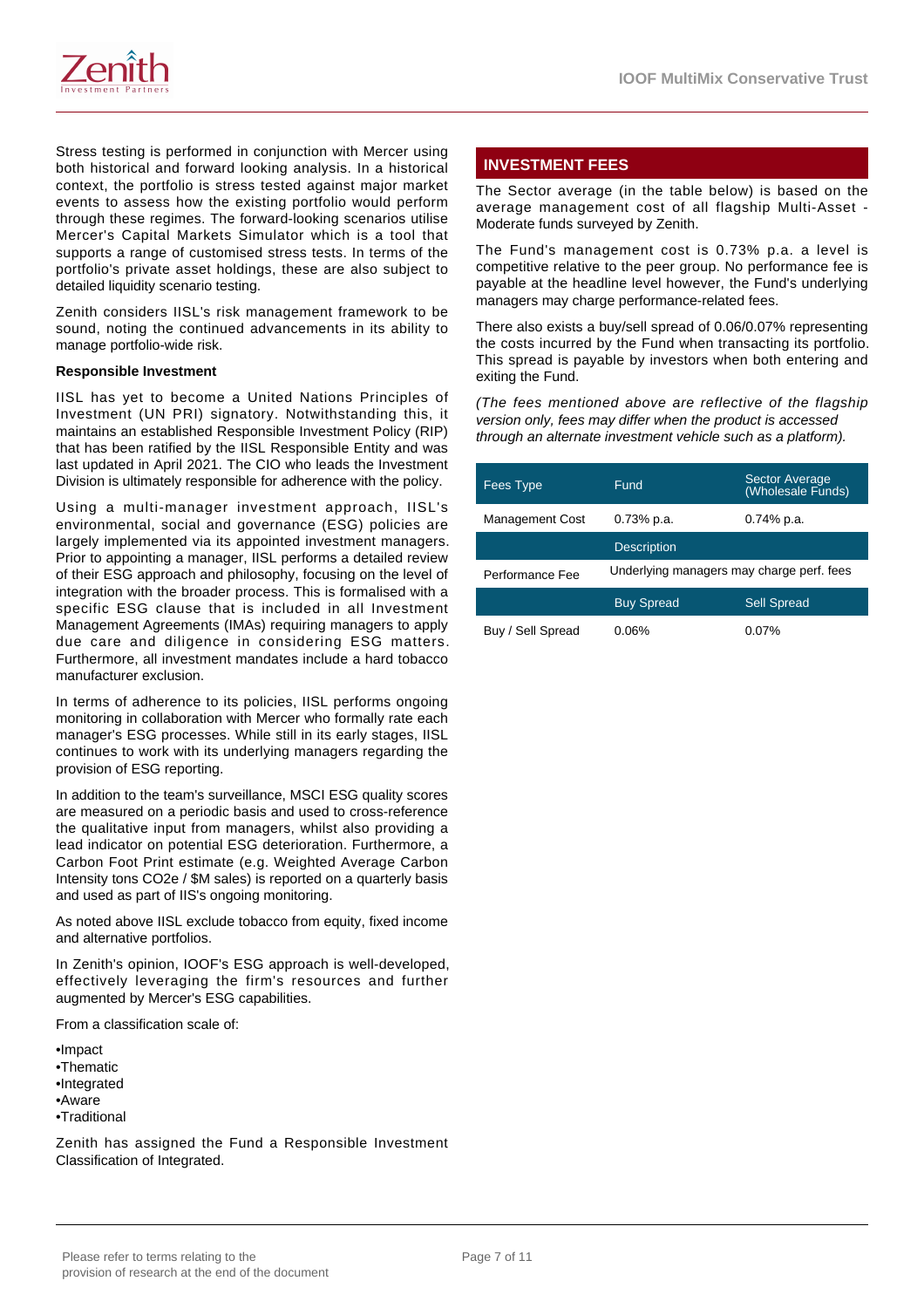Stress testing is performed in conjunction with Mercer using both historical and forward looking analysis. In a historical context, the portfolio is stress tested against major market events to assess how the existing portfolio would perform through these regimes. The forward-looking scenarios utilise Mercer's Capital Markets Simulator which is a tool that supports a range of customised stress tests. In terms of the portfolio's private asset holdings, these are also subject to detailed liquidity scenario testing.

Zenith considers IISL's risk management framework to be sound, noting the continued advancements in its ability to manage portfolio-wide risk.

**Responsible Investment**

IISL has yet to become a United Nations Principles of Investment (UN PRI) signatory. Notwithstanding this, it maintains an established Responsible Investment Policy (RIP) that has been ratified by the IISL Responsible Entity and was last updated in April 2021. The CIO who leads the Investment Division is ultimately responsible for adherence with the policy.

Using a multi-manager investment approach, IISL's environmental, social and governance (ESG) policies are largely implemented via its appointed investment managers. Prior to appointing a manager, IISL performs a detailed review of their ESG approach and philosophy, focusing on the level of integration with the broader process. This is formalised with a specific ESG clause that is included in all Investment Management Agreements (IMAs) requiring managers to apply due care and diligence in considering ESG matters. Furthermore, all investment mandates include a hard tobacco manufacturer exclusion.

In terms of adherence to its policies, IISL performs ongoing monitoring in collaboration with Mercer who formally rate each manager's ESG processes. While still in its early stages, IISL continues to work with its underlying managers regarding the provision of ESG reporting.

In addition to the team's surveillance, MSCI ESG quality scores are measured on a periodic basis and used to cross-reference the qualitative input from managers, whilst also providing a lead indicator on potential ESG deterioration. Furthermore, a Carbon Foot Print estimate (e.g. Weighted Average Carbon Intensity tons $CO_2e$ / \$M sales) is reported on a quarterly basis and used as part of IIS's ongoing monitoring.

As noted above IISL exclude tobacco from equity, fixed income and alternative portfolios.

In Zenith's opinion, IOOF's ESG approach is well-developed, effectively leveraging the firm's resources and further augmented by Mercer's ESG capabilities.

From a classification scale of:

- Impact
- Thematic
- Integrated
- Aware
- Traditional

Zenith has assigned the Fund a Responsible Investment Classification of Integrated.

## INVESTMENT FEES

The Sector average (in the table below) is based on the average management cost of all flagship Multi-Asset - Moderate funds surveyed by Zenith.

The Fund's management cost is 0.73% p.a. a level is competitive relative to the peer group. No performance fee is payable at the headline level however, the Fund's underlying managers may charge performance-related fees.

There also exists a buy/sell spread of 0.06/0.07% representing the costs incurred by the Fund when transacting its portfolio. This spread is payable by investors when both entering and exiting the Fund.

*(The fees mentioned above are reflective of the flagship version only, fees may differ when the product is accessed through an alternate investment vehicle such as a platform).*

| Fees Type | Fund | Sector Average (Wholesale Funds) |
| --- | --- | --- |
| Management Cost | 0.73% p.a. | 0.74% p.a. |
| | Description | |
| Performance Fee | Underlying managers may charge perf. fees | |
| | Buy Spread | Sell Spread |
| Buy / Sell Spread | 0.06% | 0.07% |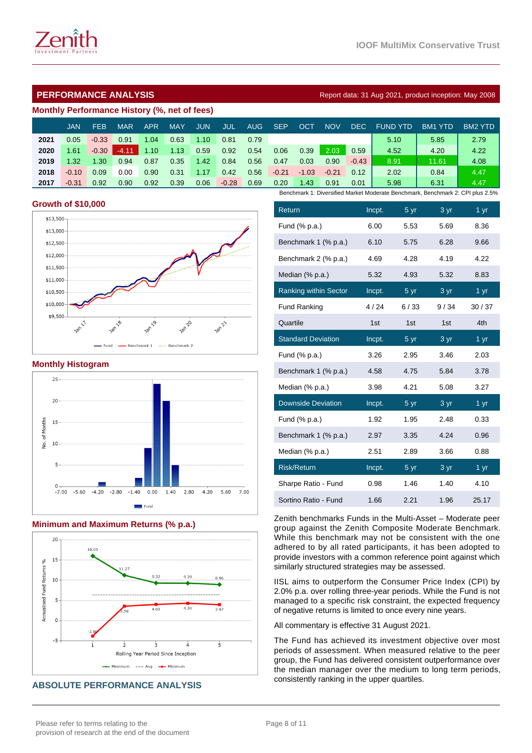## PERFORMANCE ANALYSIS

Report data: 31 Aug 2021, product inception: May 2008

### Monthly Performance History (%, net of fees)

| | JAN | FEB | MAR | APR | MAY | JUN | JUL | AUG | SEP | OCT | NOV | DEC | FUND YTD | BM1 YTD | BM2 YTD |
|---|---|---|---|---|---|---|---|---|---|---|---|---|---|---|---|
| 2021 | 0.05 | -0.33 | 0.91 | 1.04 | 0.63 | 1.10 | 0.81 | 0.79 | | | | | 5.10 | 5.85 | 2.79 |
| 2020 | 1.61 | -0.30 | -4.11 | 1.10 | 1.13 | 0.59 | 0.92 | 0.54 | 0.06 | 0.39 | 2.03 | 0.59 | 4.52 | 4.20 | 4.22 |
| 2019 | 1.32 | 1.30 | 0.94 | 0.87 | 0.35 | 1.42 | 0.84 | 0.56 | 0.47 | 0.03 | 0.90 | -0.43 | 8.91 | 11.61 | 4.08 |
| 2018 | -0.10 | 0.09 | 0.00 | 0.90 | 0.31 | 1.17 | 0.42 | 0.56 | -0.21 | -1.03 | -0.21 | 0.12 | 2.02 | 0.84 | 4.47 |
| 2017 | -0.31 | 0.92 | 0.90 | 0.92 | 0.39 | 0.06 | -0.28 | 0.69 | 0.20 | 1.43 | 0.91 | 0.01 | 5.98 | 6.31 | 4.47 |

Benchmark 1: Diversified Market Moderate Benchmark, Benchmark 2: CPI plus 2.5%

### Growth of $10,000

### Monthly Histogram

### Minimum and Maximum Returns (% p.a.)

| Return | Incpt. | 5 yr | 3 yr | 1 yr |
|---|---|---|---|---|
| Fund (% p.a.) | 6.00 | 5.53 | 5.69 | 8.36 |
| Benchmark 1 (% p.a.) | 6.10 | 5.75 | 6.28 | 9.66 |
| Benchmark 2 (% p.a.) | 4.69 | 4.28 | 4.19 | 4.22 |
| Median (% p.a.) | 5.32 | 4.93 | 5.32 | 8.83 |
| **Ranking within Sector** | **Incpt.** | **5 yr** | **3 yr** | **1 yr** |
| Fund Ranking | 4 / 24 | 6 / 33 | 9 / 34 | 30 / 37 |
| Quartile | 1st | 1st | 1st | 4th |
| **Standard Deviation** | **Incpt.** | **5 yr** | **3 yr** | **1 yr** |
| Fund (% p.a.) | 3.26 | 2.95 | 3.46 | 2.03 |
| Benchmark 1 (% p.a.) | 4.58 | 4.75 | 5.84 | 3.78 |
| Median (% p.a.) | 3.98 | 4.21 | 5.08 | 3.27 |
| **Downside Deviation** | **Incpt.** | **5 yr** | **3 yr** | **1 yr** |
| Fund (% p.a.) | 1.92 | 1.95 | 2.48 | 0.33 |
| Benchmark 1 (% p.a.) | 2.97 | 3.35 | 4.24 | 0.96 |
| Median (% p.a.) | 2.51 | 2.89 | 3.66 | 0.88 |
| **Risk/Return** | **Incpt.** | **5 yr** | **3 yr** | **1 yr** |
| Sharpe Ratio - Fund | 0.98 | 1.46 | 1.40 | 4.10 |
| Sortino Ratio - Fund | 1.66 | 2.21 | 1.96 | 25.17 |

Zenith benchmarks Funds in the Multi-Asset – Moderate peer group against the Zenith Composite Moderate Benchmark. While this benchmark may not be consistent with the one adhered to by all rated participants, it has been adopted to provide investors with a common reference point against which similarly structured strategies may be assessed.

IISL aims to outperform the Consumer Price Index (CPI) by 2.0% p.a. over rolling three-year periods. While the Fund is not managed to a specific risk constraint, the expected frequency of negative returns is limited to once every nine years.

All commentary is effective 31 August 2021.

The Fund has achieved its investment objective over most periods of assessment. When measured relative to the peer group, the Fund has delivered consistent outperformance over the median manager over the medium to long term periods, consistently ranking in the upper quartiles.

## ABSOLUTE PERFORMANCE ANALYSIS

Please refer to terms relating to the provision of research at the end of the document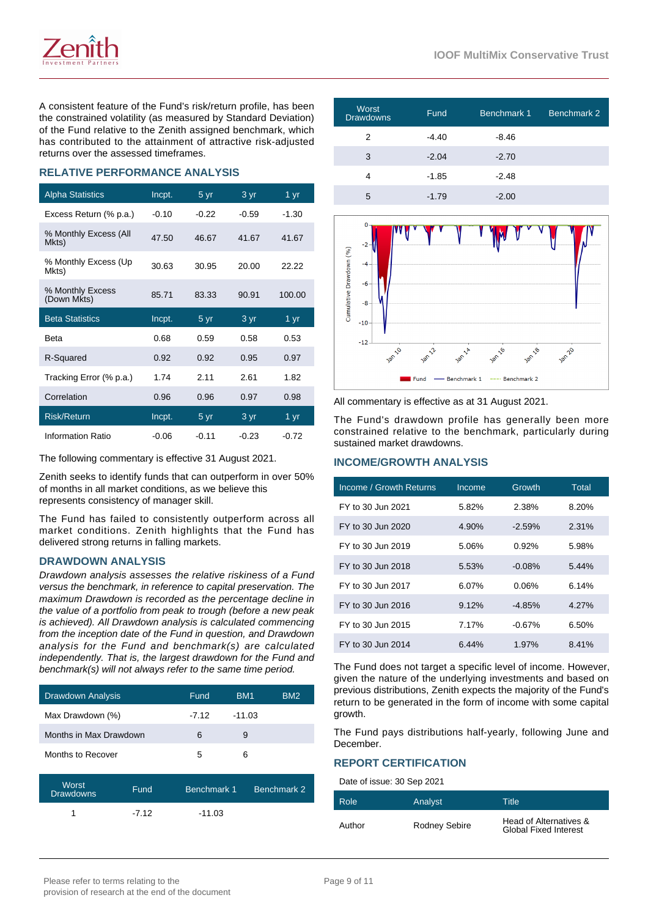A consistent feature of the Fund's risk/return profile, has been the constrained volatility (as measured by Standard Deviation) of the Fund relative to the Zenith assigned benchmark, which has contributed to the attainment of attractive risk-adjusted returns over the assessed timeframes.

## RELATIVE PERFORMANCE ANALYSIS

| Alpha Statistics | Incpt. | 5 yr | 3 yr | 1 yr |
|---|---|---|---|---|
| Excess Return (% p.a.) | -0.10 | -0.22 | -0.59 | -1.30 |
| % Monthly Excess (All Mkts) | 47.50 | 46.67 | 41.67 | 41.67 |
| % Monthly Excess (Up Mkts) | 30.63 | 30.95 | 20.00 | 22.22 |
| % Monthly Excess (Down Mkts) | 85.71 | 83.33 | 90.91 | 100.00 |
| **Beta Statistics** | **Incpt.** | **5 yr** | **3 yr** | **1 yr** |
| Beta | 0.68 | 0.59 | 0.58 | 0.53 |
| R-Squared | 0.92 | 0.92 | 0.95 | 0.97 |
| Tracking Error (% p.a.) | 1.74 | 2.11 | 2.61 | 1.82 |
| Correlation | 0.96 | 0.96 | 0.97 | 0.98 |
| **Risk/Return** | **Incpt.** | **5 yr** | **3 yr** | **1 yr** |
| Information Ratio | -0.06 | -0.11 | -0.23 | -0.72 |

The following commentary is effective 31 August 2021.

Zenith seeks to identify funds that can outperform in over 50% of months in all market conditions, as we believe this represents consistency of manager skill.

The Fund has failed to consistently outperform across all market conditions. Zenith highlights that the Fund has delivered strong returns in falling markets.

## DRAWDOWN ANALYSIS

*Drawdown analysis assesses the relative riskiness of a Fund versus the benchmark, in reference to capital preservation. The maximum Drawdown is recorded as the percentage decline in the value of a portfolio from peak to trough (before a new peak is achieved). All Drawdown analysis is calculated commencing from the inception date of the Fund in question, and Drawdown analysis for the Fund and benchmark(s) are calculated independently. That is, the largest drawdown for the Fund and benchmark(s) will not always refer to the same time period.*

| Drawdown Analysis | Fund | BM1 | BM2 |
|---|---|---|---|
| Max Drawdown (%) | -7.12 | -11.03 | |
| Months in Max Drawdown | 6 | 9 | |
| Months to Recover | 5 | 6 | |

| Worst Drawdowns | Fund | Benchmark 1 | Benchmark 2 |
|---|---|---|---|
| 1 | -7.12 | -11.03 | |
| 2 | -4.40 | -8.46 | |
| 3 | -2.04 | -2.70 | |
| 4 | -1.85 | -2.48 | |
| 5 | -1.79 | -2.00 | |

All commentary is effective as at 31 August 2021.

The Fund's drawdown profile has generally been more constrained relative to the benchmark, particularly during sustained market drawdowns.

## INCOME/GROWTH ANALYSIS

| Income / Growth Returns | Income | Growth | Total |
|---|---|---|---|
| FY to 30 Jun 2021 | 5.82% | 2.38% | 8.20% |
| FY to 30 Jun 2020 | 4.90% | -2.59% | 2.31% |
| FY to 30 Jun 2019 | 5.06% | 0.92% | 5.98% |
| FY to 30 Jun 2018 | 5.53% | -0.08% | 5.44% |
| FY to 30 Jun 2017 | 6.07% | 0.06% | 6.14% |
| FY to 30 Jun 2016 | 9.12% | -4.85% | 4.27% |
| FY to 30 Jun 2015 | 7.17% | -0.67% | 6.50% |
| FY to 30 Jun 2014 | 6.44% | 1.97% | 8.41% |

The Fund does not target a specific level of income. However, given the nature of the underlying investments and based on previous distributions, Zenith expects the majority of the Fund's return to be generated in the form of income with some capital growth.

The Fund pays distributions half-yearly, following June and December.

## REPORT CERTIFICATION

Date of issue: 30 Sep 2021

| Role | Analyst | Title |
|---|---|---|
| Author | Rodney Sebire | Head of Alternatives & Global Fixed Interest |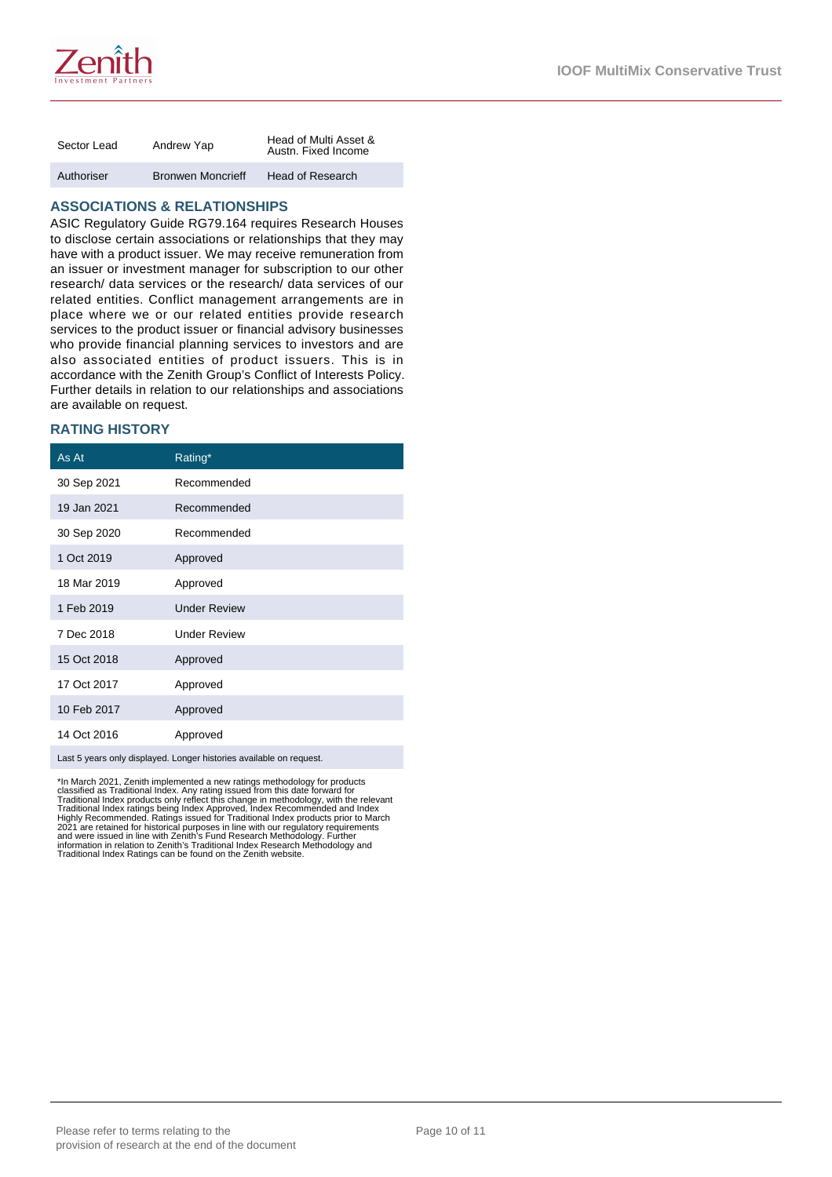| Sector Lead | Andrew Yap | Head of Multi Asset & Austn. Fixed Income |
|---|---|---|
| Authoriser | Bronwen Moncrieff | Head of Research |

## ASSOCIATIONS & RELATIONSHIPS

ASIC Regulatory Guide RG79.164 requires Research Houses to disclose certain associations or relationships that they may have with a product issuer. We may receive remuneration from an issuer or investment manager for subscription to our other research/ data services or the research/ data services of our related entities. Conflict management arrangements are in place where we or our related entities provide research services to the product issuer or financial advisory businesses who provide financial planning services to investors and are also associated entities of product issuers. This is in accordance with the Zenith Group's Conflict of Interests Policy. Further details in relation to our relationships and associations are available on request.

## RATING HISTORY

| As At | Rating* |
|---|---|
| 30 Sep 2021 | Recommended |
| 19 Jan 2021 | Recommended |
| 30 Sep 2020 | Recommended |
| 1 Oct 2019 | Approved |
| 18 Mar 2019 | Approved |
| 1 Feb 2019 | Under Review |
| 7 Dec 2018 | Under Review |
| 15 Oct 2018 | Approved |
| 17 Oct 2017 | Approved |
| 10 Feb 2017 | Approved |
| 14 Oct 2016 | Approved |

Last 5 years only displayed. Longer histories available on request.

*In March 2021, Zenith implemented a new ratings methodology for products classified as Traditional Index. Any rating issued from this date forward for Traditional Index products only reflect this change in methodology, with the relevant Traditional Index ratings being Index Approved, Index Recommended and Index Highly Recommended. Ratings issued for Traditional Index products prior to March 2021 are retained for historical purposes in line with our regulatory requirements and were issued in line with Zenith's Fund Research Methodology. Further information in relation to Zenith's Traditional Index Research Methodology and Traditional Index Ratings can be found on the Zenith website.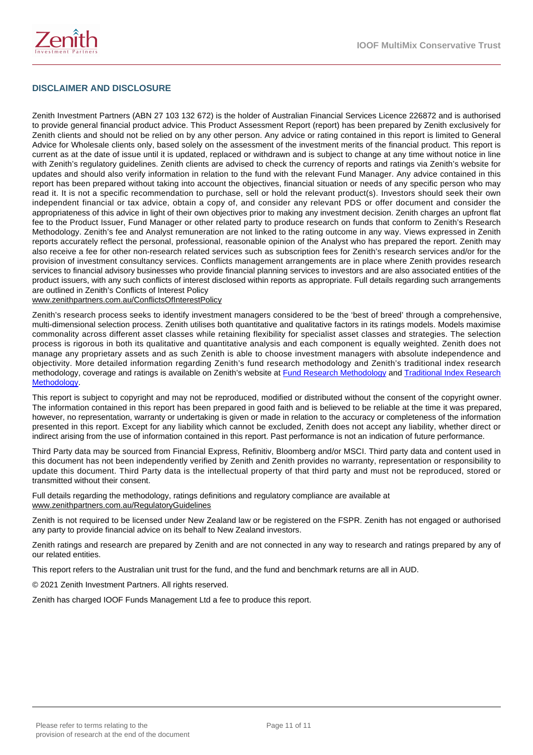## DISCLAIMER AND DISCLOSURE

Zenith Investment Partners (ABN 27 103 132 672) is the holder of Australian Financial Services Licence 226872 and is authorised to provide general financial product advice. This Product Assessment Report (report) has been prepared by Zenith exclusively for Zenith clients and should not be relied on by any other person. Any advice or rating contained in this report is limited to General Advice for Wholesale clients only, based solely on the assessment of the investment merits of the financial product. This report is current as at the date of issue until it is updated, replaced or withdrawn and is subject to change at any time without notice in line with Zenith's regulatory guidelines. Zenith clients are advised to check the currency of reports and ratings via Zenith's website for updates and should also verify information in relation to the fund with the relevant Fund Manager. Any advice contained in this report has been prepared without taking into account the objectives, financial situation or needs of any specific person who may read it. It is not a specific recommendation to purchase, sell or hold the relevant product(s). Investors should seek their own independent financial or tax advice, obtain a copy of, and consider any relevant PDS or offer document and consider the appropriateness of this advice in light of their own objectives prior to making any investment decision. Zenith charges an upfront flat fee to the Product Issuer, Fund Manager or other related party to produce research on funds that conform to Zenith's Research Methodology. Zenith's fee and Analyst remuneration are not linked to the rating outcome in any way. Views expressed in Zenith reports accurately reflect the personal, professional, reasonable opinion of the Analyst who has prepared the report. Zenith may also receive a fee for other non-research related services such as subscription fees for Zenith's research services and/or for the provision of investment consultancy services. Conflicts management arrangements are in place where Zenith provides research services to financial advisory businesses who provide financial planning services to investors and are also associated entities of the product issuers, with any such conflicts of interest disclosed within reports as appropriate. Full details regarding such arrangements are outlined in Zenith's Conflicts of Interest Policy
www.zenithpartners.com.au/ConflictsOfInterestPolicy

Zenith's research process seeks to identify investment managers considered to be the 'best of breed' through a comprehensive, multi-dimensional selection process. Zenith utilises both quantitative and qualitative factors in its ratings models. Models maximise commonality across different asset classes while retaining flexibility for specialist asset classes and strategies. The selection process is rigorous in both its qualitative and quantitative analysis and each component is equally weighted. Zenith does not manage any proprietary assets and as such Zenith is able to choose investment managers with absolute independence and objectivity. More detailed information regarding Zenith's fund research methodology and Zenith's traditional index research methodology, coverage and ratings is available on Zenith's website at Fund Research Methodology and Traditional Index Research Methodology.

This report is subject to copyright and may not be reproduced, modified or distributed without the consent of the copyright owner. The information contained in this report has been prepared in good faith and is believed to be reliable at the time it was prepared, however, no representation, warranty or undertaking is given or made in relation to the accuracy or completeness of the information presented in this report. Except for any liability which cannot be excluded, Zenith does not accept any liability, whether direct or indirect arising from the use of information contained in this report. Past performance is not an indication of future performance.

Third Party data may be sourced from Financial Express, Refinitiv, Bloomberg and/or MSCI. Third party data and content used in this document has not been independently verified by Zenith and Zenith provides no warranty, representation or responsibility to update this document. Third Party data is the intellectual property of that third party and must not be reproduced, stored or transmitted without their consent.

Full details regarding the methodology, ratings definitions and regulatory compliance are available at
www.zenithpartners.com.au/RegulatoryGuidelines

Zenith is not required to be licensed under New Zealand law or be registered on the FSPR. Zenith has not engaged or authorised any party to provide financial advice on its behalf to New Zealand investors.

Zenith ratings and research are prepared by Zenith and are not connected in any way to research and ratings prepared by any of our related entities.

This report refers to the Australian unit trust for the fund, and the fund and benchmark returns are all in AUD.

© 2021 Zenith Investment Partners. All rights reserved.

Zenith has charged IOOF Funds Management Ltd a fee to produce this report.